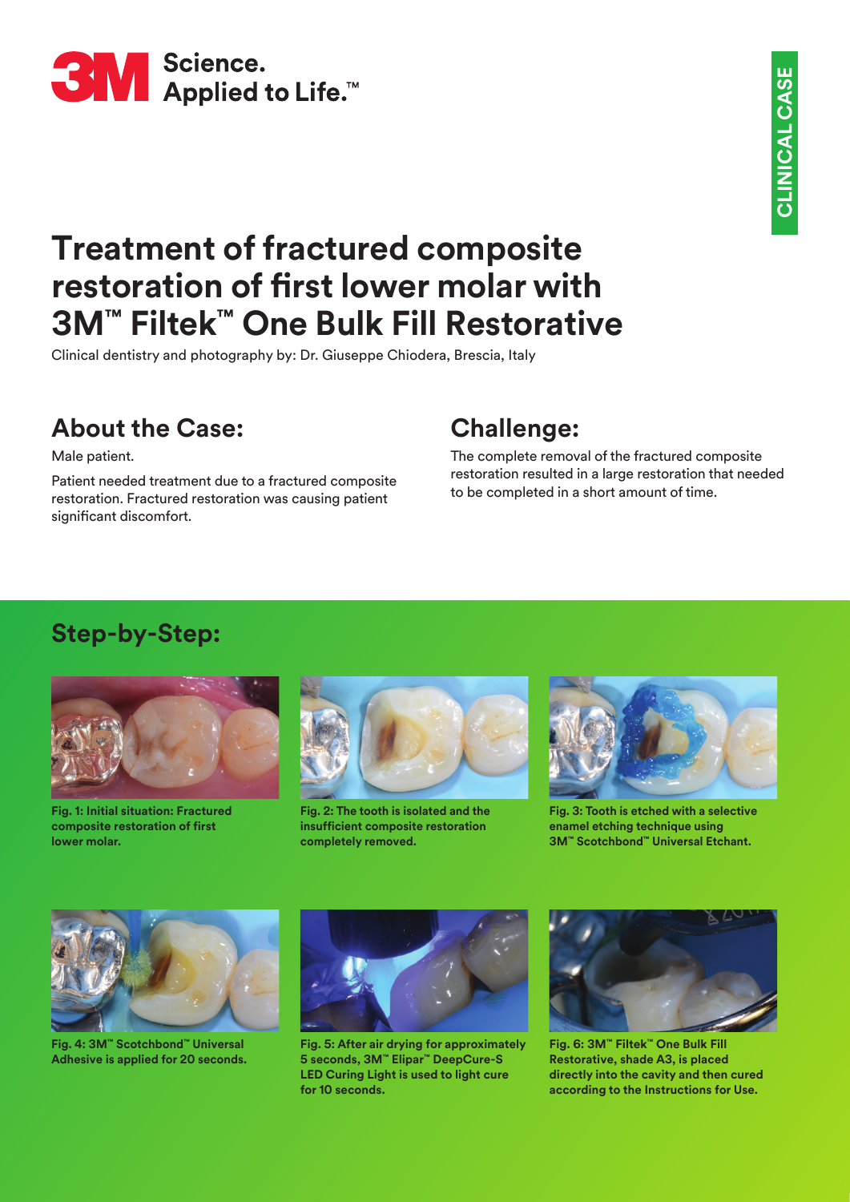Science.
Applied to Life.™

CLINICAL CASE

# Treatment of fractured composite restoration of first lower molar with 3M™ Filtek™ One Bulk Fill Restorative

Clinical dentistry and photography by: Dr. Giuseppe Chiodera, Brescia, Italy

## About the Case:

Male patient.

Patient needed treatment due to a fractured composite restoration. Fractured restoration was causing patient significant discomfort.

## Challenge:

The complete removal of the fractured composite restoration resulted in a large restoration that needed to be completed in a short amount of time.

## Step-by-Step:

**Fig. 1: Initial situation: Fractured composite restoration of first lower molar.**

**Fig. 2: The tooth is isolated and the insufficient composite restoration completely removed.**

**Fig. 3: Tooth is etched with a selective enamel etching technique using 3M™ Scotchbond™ Universal Etchant.**

**Fig. 4: 3M™ Scotchbond™ Universal Adhesive is applied for 20 seconds.**

**Fig. 5: After air drying for approximately 5 seconds, 3M™ Elipar™ DeepCure-S LED Curing Light is used to light cure for 10 seconds.**

**Fig. 6: 3M™ Filtek™ One Bulk Fill Restorative, shade A3, is placed directly into the cavity and then cured according to the Instructions for Use.**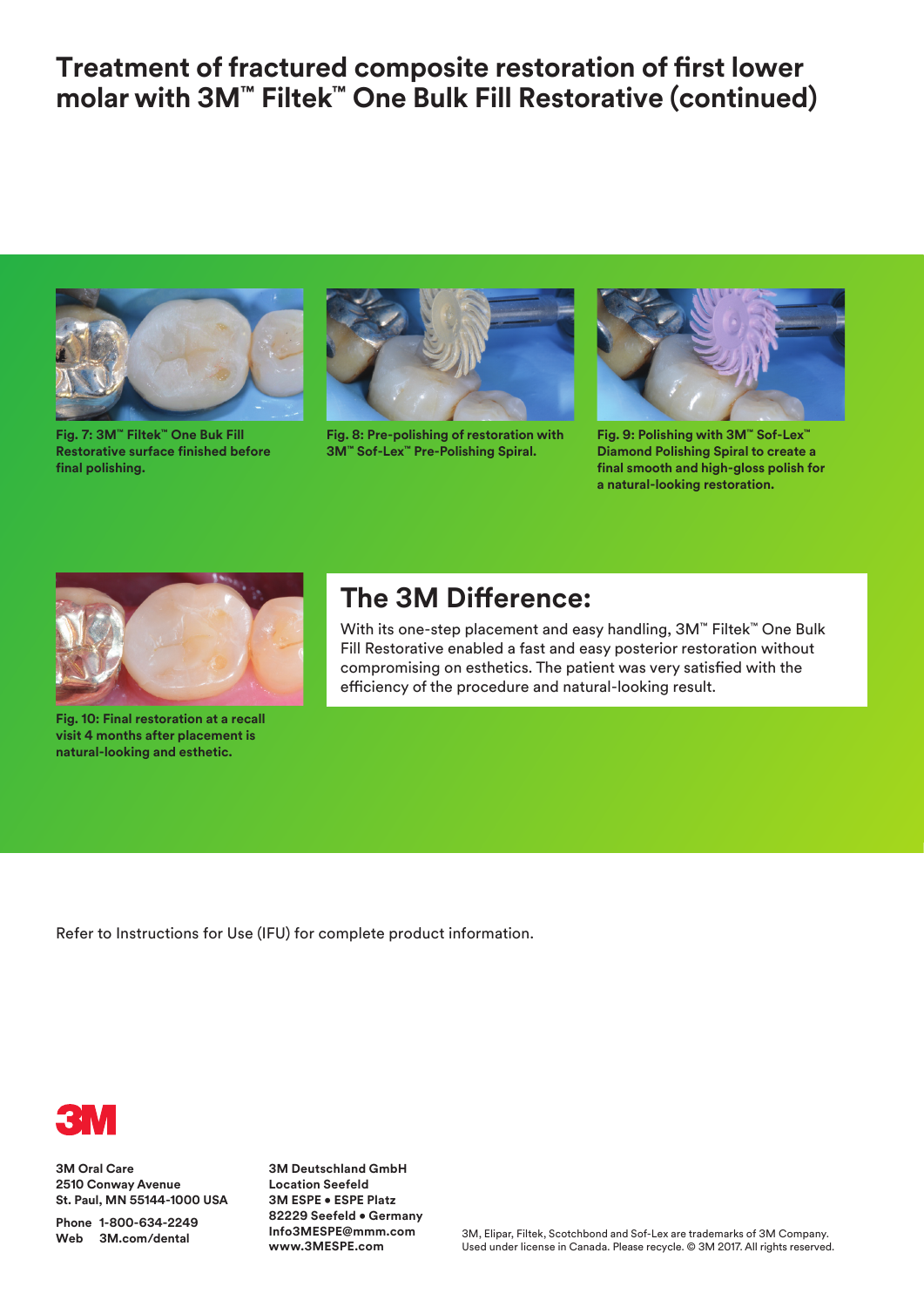# Treatment of fractured composite restoration of first lower molar with 3M™ Filtek™ One Bulk Fill Restorative (continued)

**Fig. 7: 3M™ Filtek™ One Buk Fill Restorative surface finished before final polishing.**

**Fig. 8: Pre-polishing of restoration with 3M™ Sof-Lex™ Pre-Polishing Spiral.**

**Fig. 9: Polishing with 3M™ Sof-Lex™ Diamond Polishing Spiral to create a final smooth and high-gloss polish for a natural-looking restoration.**

**Fig. 10: Final restoration at a recall visit 4 months after placement is natural-looking and esthetic.**

## The 3M Difference:

With its one-step placement and easy handling, 3M™ Filtek™ One Bulk Fill Restorative enabled a fast and easy posterior restoration without compromising on esthetics. The patient was very satisfied with the efficiency of the procedure and natural-looking result.

Refer to Instructions for Use (IFU) for complete product information.

**3M Oral Care**
**2510 Conway Avenue**
**St. Paul, MN 55144-1000 USA**

**Phone** 1-800-634-2249
**Web** 3M.com/dental

**3M Deutschland GmbH**
**Location Seefeld**
**3M ESPE • ESPE Platz**
**82229 Seefeld • Germany**
**Info3MESPE@mmm.com**
**www.3MESPE.com**

3M, Elipar, Filtek, Scotchbond and Sof-Lex are trademarks of 3M Company. Used under license in Canada. Please recycle. © 3M 2017. All rights reserved.